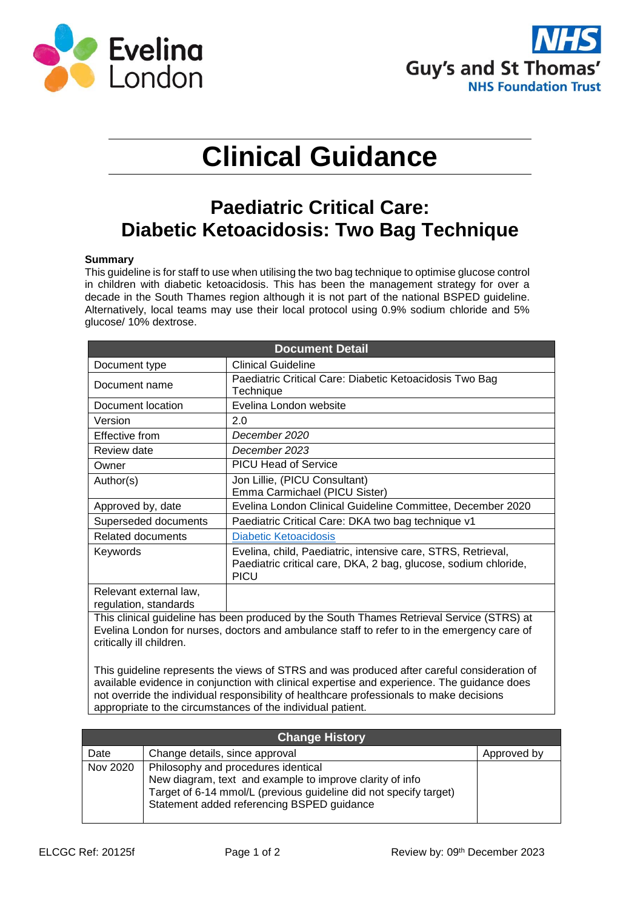Evelina London

NHS Guy's and St Thomas' NHS Foundation Trust

# Clinical Guidance

## Paediatric Critical Care: Diabetic Ketoacidosis: Two Bag Technique

**Summary**

This guideline is for staff to use when utilising the two bag technique to optimise glucose control in children with diabetic ketoacidosis. This has been the management strategy for over a decade in the South Thames region although it is not part of the national BSPED guideline. Alternatively, local teams may use their local protocol using 0.9% sodium chloride and 5% glucose/ 10% dextrose.

| Document Detail | |
|---|---|
| Document type | Clinical Guideline |
| Document name | Paediatric Critical Care: Diabetic Ketoacidosis Two Bag Technique |
| Document location | Evelina London website |
| Version | 2.0 |
| Effective from | *December 2020* |
| Review date | *December 2023* |
| Owner | PICU Head of Service |
| Author(s) | Jon Lillie, (PICU Consultant)<br>Emma Carmichael (PICU Sister) |
| Approved by, date | Evelina London Clinical Guideline Committee, December 2020 |
| Superseded documents | Paediatric Critical Care: DKA two bag technique v1 |
| Related documents | Diabetic Ketoacidosis |
| Keywords | Evelina, child, Paediatric, intensive care, STRS, Retrieval, Paediatric critical care, DKA, 2 bag, glucose, sodium chloride, PICU |
| Relevant external law, regulation, standards | |

This clinical guideline has been produced by the South Thames Retrieval Service (STRS) at Evelina London for nurses, doctors and ambulance staff to refer to in the emergency care of critically ill children.

This guideline represents the views of STRS and was produced after careful consideration of available evidence in conjunction with clinical expertise and experience. The guidance does not override the individual responsibility of healthcare professionals to make decisions appropriate to the circumstances of the individual patient.

| Change History | | |
|---|---|---|
| Date | Change details, since approval | Approved by |
| Nov 2020 | Philosophy and procedures identical<br>New diagram, text and example to improve clarity of info<br>Target of 6-14 mmol/L (previous guideline did not specify target)<br>Statement added referencing BSPED guidance | |

ELCGC Ref: 20125f

Review by: 09th December 2023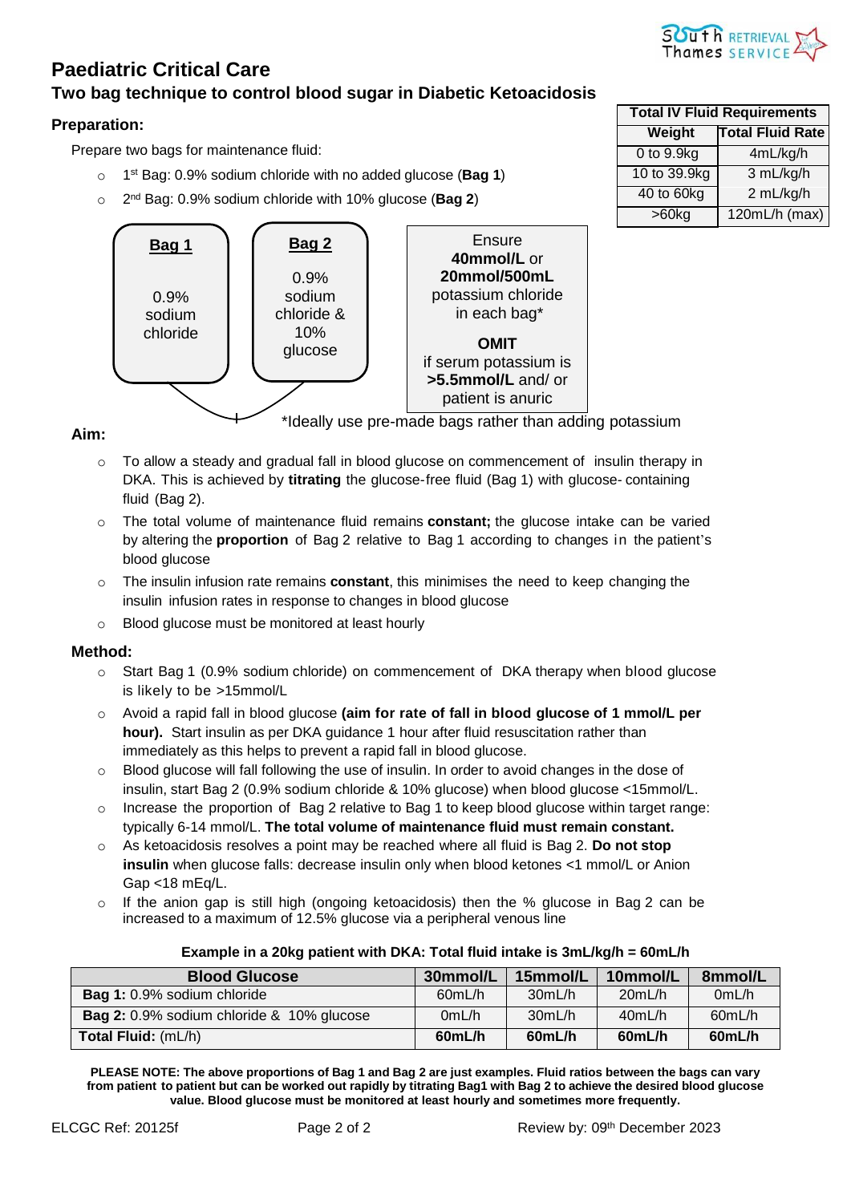# Paediatric Critical Care

## Two bag technique to control blood sugar in Diabetic Ketoacidosis

| Total IV Fluid Requirements | |
|---|---|
| **Weight** | **Total Fluid Rate** |
| 0 to 9.9kg | 4mL/kg/h |
| 10 to 39.9kg | 3 mL/kg/h |
| 40 to 60kg | 2 mL/kg/h |
| >60kg | 120mL/h (max) |

### Preparation:

Prepare two bags for maintenance fluid:

- 1st Bag: 0.9% sodium chloride with no added glucose (**Bag 1**)
- 2nd Bag: 0.9% sodium chloride with 10% glucose (**Bag 2**)

**Bag 1**

0.9% sodium chloride

**Bag 2**

0.9% sodium chloride & 10% glucose

Ensure **40mmol/L** or **20mmol/500mL** potassium chloride in each bag*

**OMIT** if serum potassium is **>5.5mmol/L** and/ or patient is anuric

*Ideally use pre-made bags rather than adding potassium

### Aim:

- To allow a steady and gradual fall in blood glucose on commencement of insulin therapy in DKA. This is achieved by **titrating** the glucose-free fluid (Bag 1) with glucose- containing fluid (Bag 2).
- The total volume of maintenance fluid remains **constant;** the glucose intake can be varied by altering the **proportion** of Bag 2 relative to Bag 1 according to changes in the patient's blood glucose
- The insulin infusion rate remains **constant**, this minimises the need to keep changing the insulin infusion rates in response to changes in blood glucose
- Blood glucose must be monitored at least hourly

### Method:

- Start Bag 1 (0.9% sodium chloride) on commencement of DKA therapy when blood glucose is likely to be >15mmol/L
- Avoid a rapid fall in blood glucose **(aim for rate of fall in blood glucose of 1 mmol/L per hour).** Start insulin as per DKA guidance 1 hour after fluid resuscitation rather than immediately as this helps to prevent a rapid fall in blood glucose.
- Blood glucose will fall following the use of insulin. In order to avoid changes in the dose of insulin, start Bag 2 (0.9% sodium chloride & 10% glucose) when blood glucose <15mmol/L.
- Increase the proportion of Bag 2 relative to Bag 1 to keep blood glucose within target range: typically 6-14 mmol/L. **The total volume of maintenance fluid must remain constant.**
- As ketoacidosis resolves a point may be reached where all fluid is Bag 2. **Do not stop insulin** when glucose falls: decrease insulin only when blood ketones <1 mmol/L or Anion Gap <18 mEq/L.
- If the anion gap is still high (ongoing ketoacidosis) then the % glucose in Bag 2 can be increased to a maximum of 12.5% glucose via a peripheral venous line

**Example in a 20kg patient with DKA: Total fluid intake is 3mL/kg/h = 60mL/h**

| Blood Glucose | 30mmol/L | 15mmol/L | 10mmol/L | 8mmol/L |
|---|---|---|---|---|
| **Bag 1:** 0.9% sodium chloride | 60mL/h | 30mL/h | 20mL/h | 0mL/h |
| **Bag 2:** 0.9% sodium chloride & 10% glucose | 0mL/h | 30mL/h | 40mL/h | 60mL/h |
| **Total Fluid:** (mL/h) | **60mL/h** | **60mL/h** | **60mL/h** | **60mL/h** |

**PLEASE NOTE: The above proportions of Bag 1 and Bag 2 are just examples. Fluid ratios between the bags can vary from patient to patient but can be worked out rapidly by titrating Bag1 with Bag 2 to achieve the desired blood glucose value. Blood glucose must be monitored at least hourly and sometimes more frequently.**

ELCGC Ref: 20125f

Review by: 09th December 2023